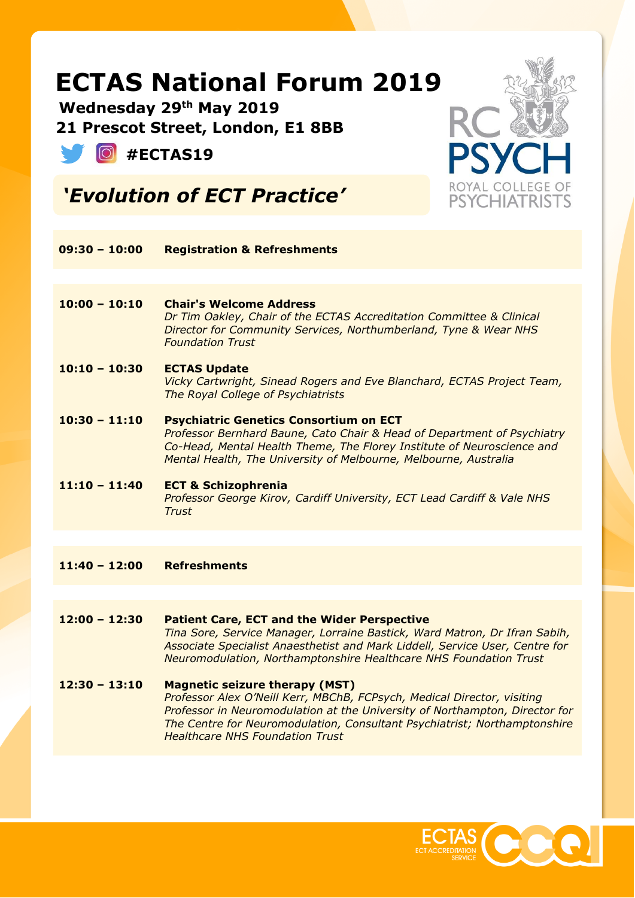# ECTAS National Forum 2019

**Wednesday 29th May 2019**

**21 Prescot Street, London, E1 8BB**

**#ECTAS19**

## *'Evolution of ECT Practice'*

| | | |
|---|---|---|
| **09:30 – 10:00** | **Registration & Refreshments** |
| **10:00 – 10:10** | **Chair's Welcome Address**<br>*Dr Tim Oakley, Chair of the ECTAS Accreditation Committee & Clinical Director for Community Services, Northumberland, Tyne & Wear NHS Foundation Trust* |
| **10:10 – 10:30** | **ECTAS Update**<br>*Vicky Cartwright, Sinead Rogers and Eve Blanchard, ECTAS Project Team, The Royal College of Psychiatrists* |
| **10:30 – 11:10** | **Psychiatric Genetics Consortium on ECT**<br>*Professor Bernhard Baune, Cato Chair & Head of Department of Psychiatry Co-Head, Mental Health Theme, The Florey Institute of Neuroscience and Mental Health, The University of Melbourne, Melbourne, Australia* |
| **11:10 – 11:40** | **ECT & Schizophrenia**<br>*Professor George Kirov, Cardiff University, ECT Lead Cardiff & Vale NHS Trust* |
| **11:40 – 12:00** | **Refreshments** |
| **12:00 – 12:30** | **Patient Care, ECT and the Wider Perspective**<br>*Tina Sore, Service Manager, Lorraine Bastick, Ward Matron, Dr Ifran Sabih, Associate Specialist Anaesthetist and Mark Liddell, Service User, Centre for Neuromodulation, Northamptonshire Healthcare NHS Foundation Trust* |
| **12:30 – 13:10** | **Magnetic seizure therapy (MST)**<br>*Professor Alex O'Neill Kerr, MBChB, FCPsych, Medical Director, visiting Professor in Neuromodulation at the University of Northampton, Director for The Centre for Neuromodulation, Consultant Psychiatrist; Northamptonshire Healthcare NHS Foundation Trust* |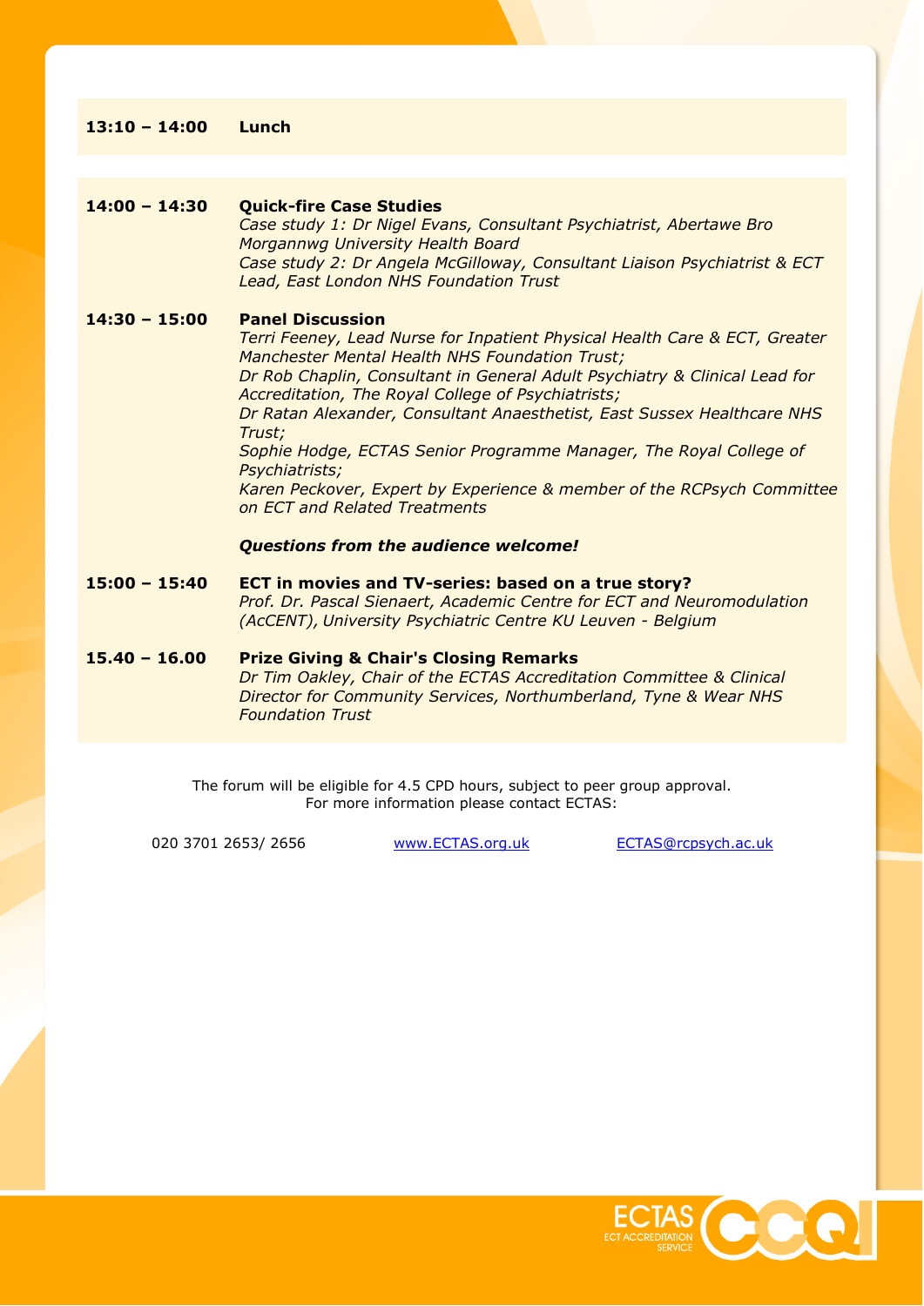| | |
|---|---|
| **13:10 – 14:00** | **Lunch** |
| **14:00 – 14:30** | **Quick-fire Case Studies**<br>*Case study 1: Dr Nigel Evans, Consultant Psychiatrist, Abertawe Bro Morgannwg University Health Board*<br>*Case study 2: Dr Angela McGilloway, Consultant Liaison Psychiatrist & ECT Lead, East London NHS Foundation Trust* |
| **14:30 – 15:00** | **Panel Discussion**<br>*Terri Feeney, Lead Nurse for Inpatient Physical Health Care & ECT, Greater Manchester Mental Health NHS Foundation Trust;*<br>*Dr Rob Chaplin, Consultant in General Adult Psychiatry & Clinical Lead for Accreditation, The Royal College of Psychiatrists;*<br>*Dr Ratan Alexander, Consultant Anaesthetist, East Sussex Healthcare NHS Trust;*<br>*Sophie Hodge, ECTAS Senior Programme Manager, The Royal College of Psychiatrists;*<br>*Karen Peckover, Expert by Experience & member of the RCPsych Committee on ECT and Related Treatments*<br><br>***Questions from the audience welcome!*** |
| **15:00 – 15:40** | **ECT in movies and TV-series: based on a true story?**<br>*Prof. Dr. Pascal Sienaert, Academic Centre for ECT and Neuromodulation (AcCENT), University Psychiatric Centre KU Leuven - Belgium* |
| **15.40 – 16.00** | **Prize Giving & Chair's Closing Remarks**<br>*Dr Tim Oakley, Chair of the ECTAS Accreditation Committee & Clinical Director for Community Services, Northumberland, Tyne & Wear NHS Foundation Trust* |

The forum will be eligible for 4.5 CPD hours, subject to peer group approval.
For more information please contact ECTAS:

020 3701 2653/ 2656 www.ECTAS.org.uk ECTAS@rcpsych.ac.uk

ECTAS ECT ACCREDITATION SERVICE CCQI